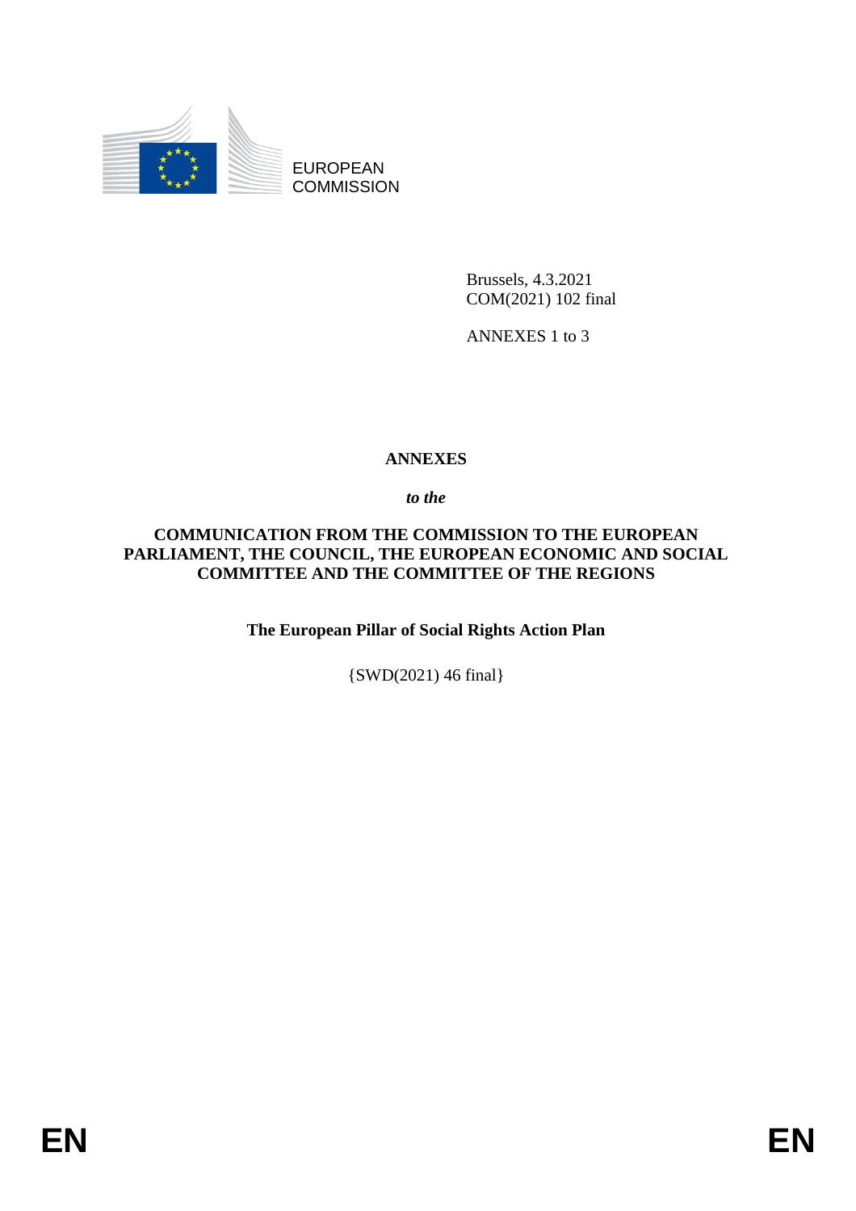EUROPEAN
COMMISSION

Brussels, 4.3.2021
COM(2021) 102 final

ANNEXES 1 to 3

# ANNEXES

***to the***

**COMMUNICATION FROM THE COMMISSION TO THE EUROPEAN PARLIAMENT, THE COUNCIL, THE EUROPEAN ECONOMIC AND SOCIAL COMMITTEE AND THE COMMITTEE OF THE REGIONS**

**The European Pillar of Social Rights Action Plan**

{SWD(2021) 46 final}

EN EN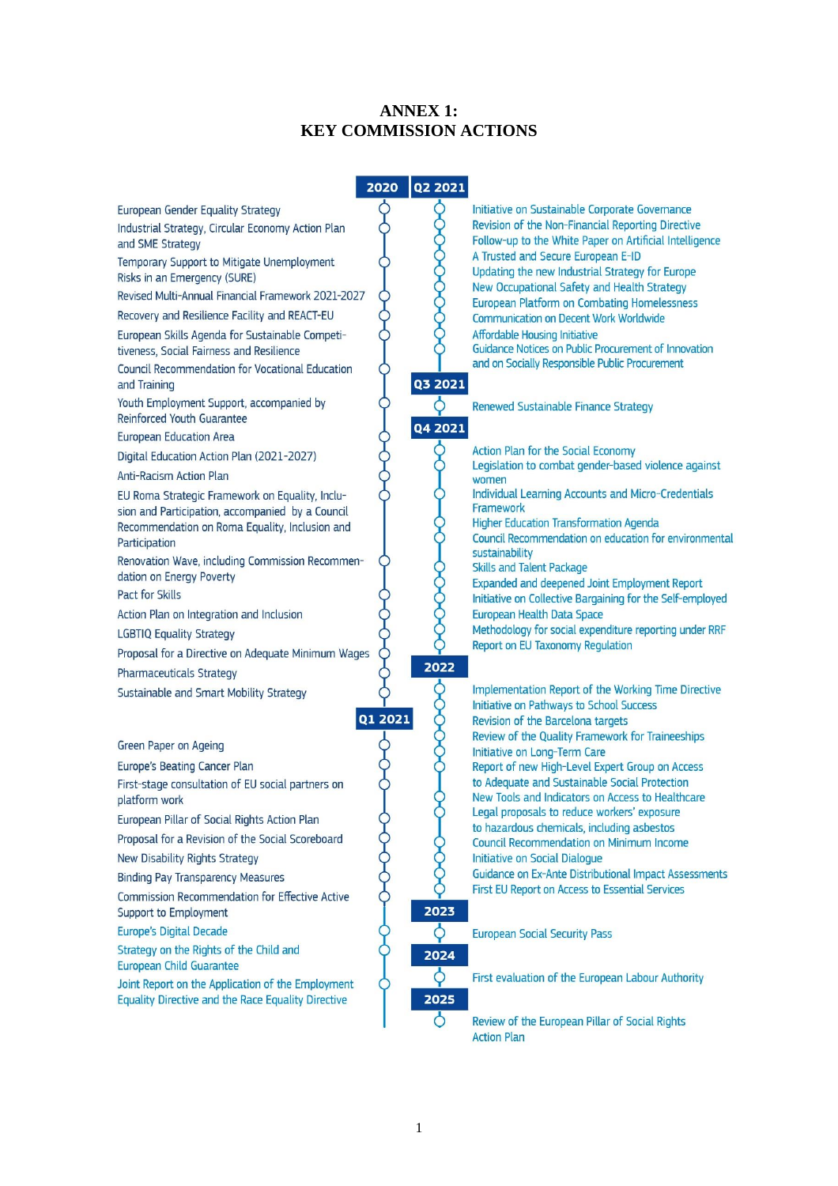# ANNEX 1:
# KEY COMMISSION ACTIONS

## 2020

- European Gender Equality Strategy
- Industrial Strategy, Circular Economy Action Plan and SME Strategy
- Temporary Support to Mitigate Unemployment Risks in an Emergency (SURE)
- Revised Multi-Annual Financial Framework 2021-2027
- Recovery and Resilience Facility and REACT-EU
- European Skills Agenda for Sustainable Competitiveness, Social Fairness and Resilience
- Council Recommendation for Vocational Education and Training
- Youth Employment Support, accompanied by Reinforced Youth Guarantee
- European Education Area
- Digital Education Action Plan (2021-2027)
- Anti-Racism Action Plan
- EU Roma Strategic Framework on Equality, Inclusion and Participation, accompanied by a Council Recommendation on Roma Equality, Inclusion and Participation
- Renovation Wave, including Commission Recommendation on Energy Poverty
- Pact for Skills
- Action Plan on Integration and Inclusion
- LGBTIQ Equality Strategy
- Proposal for a Directive on Adequate Minimum Wages
- Pharmaceuticals Strategy
- Sustainable and Smart Mobility Strategy

## Q1 2021

- Green Paper on Ageing
- Europe's Beating Cancer Plan
- First-stage consultation of EU social partners on platform work
- European Pillar of Social Rights Action Plan
- Proposal for a Revision of the Social Scoreboard
- New Disability Rights Strategy
- Binding Pay Transparency Measures
- Commission Recommendation for Effective Active Support to Employment
- Europe's Digital Decade
- Strategy on the Rights of the Child and European Child Guarantee
- Joint Report on the Application of the Employment Equality Directive and the Race Equality Directive

## Q2 2021

- Initiative on Sustainable Corporate Governance
- Revision of the Non-Financial Reporting Directive
- Follow-up to the White Paper on Artificial Intelligence
- A Trusted and Secure European E-ID
- Updating the new Industrial Strategy for Europe
- New Occupational Safety and Health Strategy
- European Platform on Combating Homelessness
- Communication on Decent Work Worldwide
- Affordable Housing Initiative
- Guidance Notices on Public Procurement of Innovation and on Socially Responsible Public Procurement

## Q3 2021

- Renewed Sustainable Finance Strategy

## Q4 2021

- Action Plan for the Social Economy
- Legislation to combat gender-based violence against women
- Individual Learning Accounts and Micro-Credentials Framework
- Higher Education Transformation Agenda
- Council Recommendation on education for environmental sustainability
- Skills and Talent Package
- Expanded and deepened Joint Employment Report
- Initiative on Collective Bargaining for the Self-employed
- European Health Data Space
- Methodology for social expenditure reporting under RRF
- Report on EU Taxonomy Regulation

## 2022

- Implementation Report of the Working Time Directive
- Initiative on Pathways to School Success
- Revision of the Barcelona targets
- Review of the Quality Framework for Traineeships
- Initiative on Long-Term Care
- Report of new High-Level Expert Group on Access to Adequate and Sustainable Social Protection
- New Tools and Indicators on Access to Healthcare
- Legal proposals to reduce workers' exposure to hazardous chemicals, including asbestos
- Council Recommendation on Minimum Income
- Initiative on Social Dialogue
- Guidance on Ex-Ante Distributional Impact Assessments
- First EU Report on Access to Essential Services

## 2023

- European Social Security Pass

## 2024

- First evaluation of the European Labour Authority

## 2025

- Review of the European Pillar of Social Rights Action Plan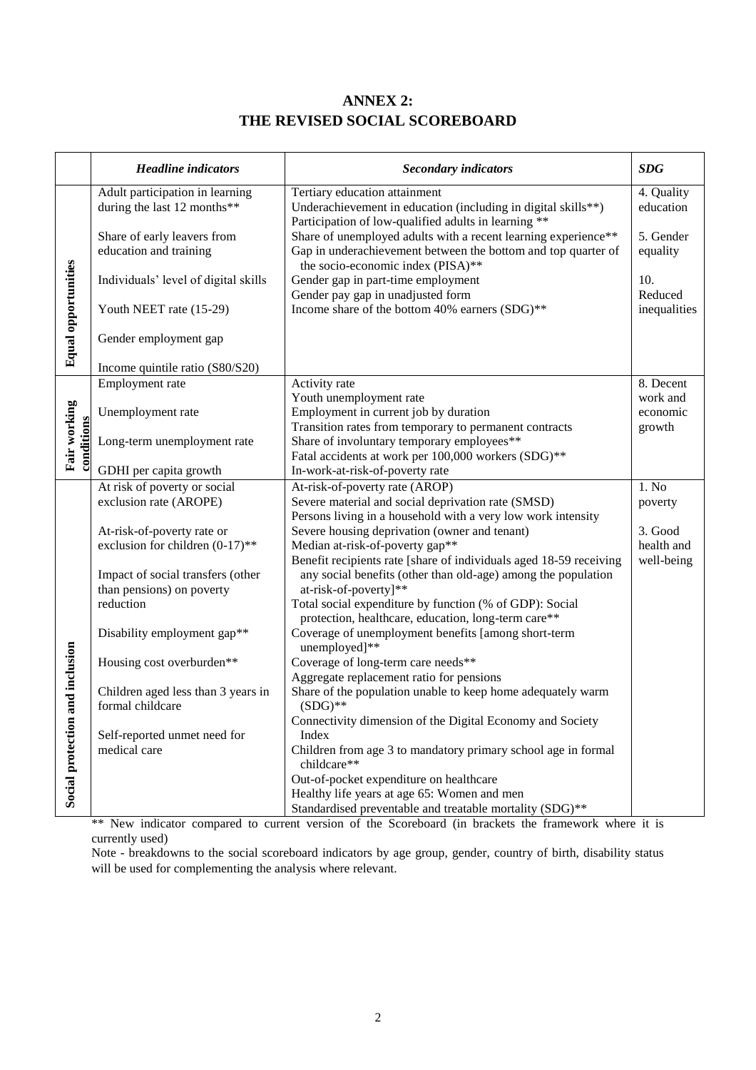# ANNEX 2: THE REVISED SOCIAL SCOREBOARD

| | *Headline indicators* | *Secondary indicators* | *SDG* |
|---|---|---|---|
| **Equal opportunities** | Adult participation in learning during the last 12 months**<br><br>Share of early leavers from education and training<br><br>Individuals' level of digital skills<br><br>Youth NEET rate (15-29)<br><br>Gender employment gap<br><br>Income quintile ratio (S80/S20) | Tertiary education attainment<br>Underachievement in education (including in digital skills**)<br>Participation of low-qualified adults in learning **<br>Share of unemployed adults with a recent learning experience**<br>Gap in underachievement between the bottom and top quarter of the socio-economic index (PISA)**<br>Gender gap in part-time employment<br>Gender pay gap in unadjusted form<br>Income share of the bottom 40% earners (SDG)** | 4. Quality education<br><br>5. Gender equality<br><br>10. Reduced inequalities |
| **Fair working conditions** | Employment rate<br><br>Unemployment rate<br><br>Long-term unemployment rate<br><br>GDHI per capita growth | Activity rate<br>Youth unemployment rate<br>Employment in current job by duration<br>Transition rates from temporary to permanent contracts<br>Share of involuntary temporary employees**<br>Fatal accidents at work per 100,000 workers (SDG)**<br>In-work-at-risk-of-poverty rate | 8. Decent work and economic growth |
| **Social protection and inclusion** | At risk of poverty or social exclusion rate (AROPE)<br><br>At-risk-of-poverty rate or exclusion for children (0-17)**<br><br>Impact of social transfers (other than pensions) on poverty reduction<br><br>Disability employment gap**<br><br>Housing cost overburden**<br><br>Children aged less than 3 years in formal childcare<br><br>Self-reported unmet need for medical care | At-risk-of-poverty rate (AROP)<br>Severe material and social deprivation rate (SMSD)<br>Persons living in a household with a very low work intensity<br>Severe housing deprivation (owner and tenant)<br>Median at-risk-of-poverty gap**<br>Benefit recipients rate [share of individuals aged 18-59 receiving any social benefits (other than old-age) among the population at-risk-of-poverty]**<br>Total social expenditure by function (% of GDP): Social protection, healthcare, education, long-term care**<br>Coverage of unemployment benefits [among short-term unemployed]**<br>Coverage of long-term care needs**<br>Aggregate replacement ratio for pensions<br>Share of the population unable to keep home adequately warm (SDG)**<br>Connectivity dimension of the Digital Economy and Society Index<br>Children from age 3 to mandatory primary school age in formal childcare**<br>Out-of-pocket expenditure on healthcare<br>Healthy life years at age 65: Women and men<br>Standardised preventable and treatable mortality (SDG)** | 1. No poverty<br><br>3. Good health and well-being |

** New indicator compared to current version of the Scoreboard (in brackets the framework where it is currently used)

Note - breakdowns to the social scoreboard indicators by age group, gender, country of birth, disability status will be used for complementing the analysis where relevant.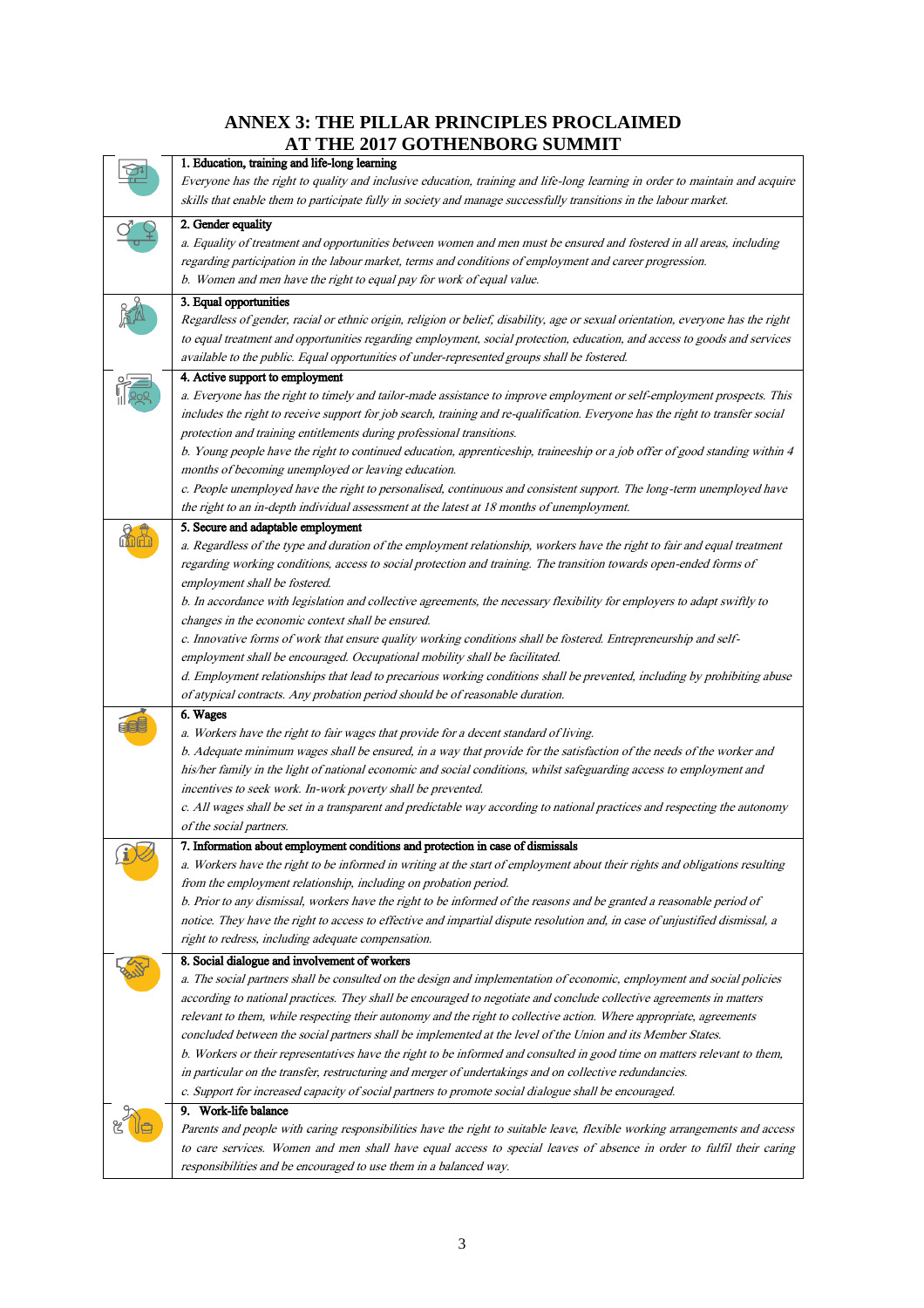# ANNEX 3: THE PILLAR PRINCIPLES PROCLAIMED AT THE 2017 GOTHENBORG SUMMIT

| | |
|---|---|
| | **1. Education, training and life-long learning**<br>*Everyone has the right to quality and inclusive education, training and life-long learning in order to maintain and acquire skills that enable them to participate fully in society and manage successfully transitions in the labour market.* |
| | **2. Gender equality**<br>*a. Equality of treatment and opportunities between women and men must be ensured and fostered in all areas, including regarding participation in the labour market, terms and conditions of employment and career progression.*<br>*b. Women and men have the right to equal pay for work of equal value.* |
| | **3. Equal opportunities**<br>*Regardless of gender, racial or ethnic origin, religion or belief, disability, age or sexual orientation, everyone has the right to equal treatment and opportunities regarding employment, social protection, education, and access to goods and services available to the public. Equal opportunities of under-represented groups shall be fostered.* |
| | **4. Active support to employment**<br>*a. Everyone has the right to timely and tailor-made assistance to improve employment or self-employment prospects. This includes the right to receive support for job search, training and re-qualification. Everyone has the right to transfer social protection and training entitlements during professional transitions.*<br>*b. Young people have the right to continued education, apprenticeship, traineeship or a job offer of good standing within 4 months of becoming unemployed or leaving education.*<br>*c. People unemployed have the right to personalised, continuous and consistent support. The long-term unemployed have the right to an in-depth individual assessment at the latest at 18 months of unemployment.* |
| | **5. Secure and adaptable employment**<br>*a. Regardless of the type and duration of the employment relationship, workers have the right to fair and equal treatment regarding working conditions, access to social protection and training. The transition towards open-ended forms of employment shall be fostered.*<br>*b. In accordance with legislation and collective agreements, the necessary flexibility for employers to adapt swiftly to changes in the economic context shall be ensured.*<br>*c. Innovative forms of work that ensure quality working conditions shall be fostered. Entrepreneurship and self-employment shall be encouraged. Occupational mobility shall be facilitated.*<br>*d. Employment relationships that lead to precarious working conditions shall be prevented, including by prohibiting abuse of atypical contracts. Any probation period should be of reasonable duration.* |
| | **6. Wages**<br>*a. Workers have the right to fair wages that provide for a decent standard of living.*<br>*b. Adequate minimum wages shall be ensured, in a way that provide for the satisfaction of the needs of the worker and his/her family in the light of national economic and social conditions, whilst safeguarding access to employment and incentives to seek work. In-work poverty shall be prevented.*<br>*c. All wages shall be set in a transparent and predictable way according to national practices and respecting the autonomy of the social partners.* |
| | **7. Information about employment conditions and protection in case of dismissals**<br>*a. Workers have the right to be informed in writing at the start of employment about their rights and obligations resulting from the employment relationship, including on probation period.*<br>*b. Prior to any dismissal, workers have the right to be informed of the reasons and be granted a reasonable period of notice. They have the right to access to effective and impartial dispute resolution and, in case of unjustified dismissal, a right to redress, including adequate compensation.* |
| | **8. Social dialogue and involvement of workers**<br>*a. The social partners shall be consulted on the design and implementation of economic, employment and social policies according to national practices. They shall be encouraged to negotiate and conclude collective agreements in matters relevant to them, while respecting their autonomy and the right to collective action. Where appropriate, agreements concluded between the social partners shall be implemented at the level of the Union and its Member States.*<br>*b. Workers or their representatives have the right to be informed and consulted in good time on matters relevant to them, in particular on the transfer, restructuring and merger of undertakings and on collective redundancies.*<br>*c. Support for increased capacity of social partners to promote social dialogue shall be encouraged.* |
| | **9. Work-life balance**<br>*Parents and people with caring responsibilities have the right to suitable leave, flexible working arrangements and access to care services. Women and men shall have equal access to special leaves of absence in order to fulfil their caring responsibilities and be encouraged to use them in a balanced way.* |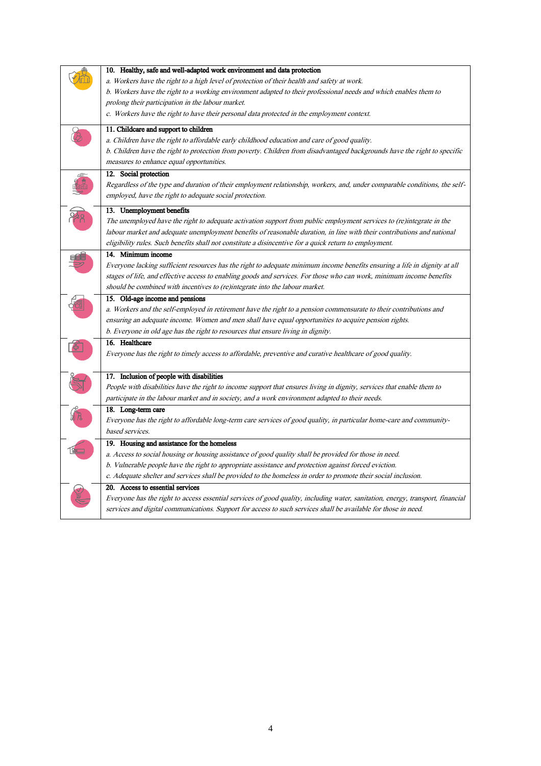| | |
|---|---|
| | **10. Healthy, safe and well-adapted work environment and data protection**<br>*a. Workers have the right to a high level of protection of their health and safety at work.*<br>*b. Workers have the right to a working environment adapted to their professional needs and which enables them to prolong their participation in the labour market.*<br>*c. Workers have the right to have their personal data protected in the employment context.* |
| | **11. Childcare and support to children**<br>*a. Children have the right to affordable early childhood education and care of good quality.*<br>*b. Children have the right to protection from poverty. Children from disadvantaged backgrounds have the right to specific measures to enhance equal opportunities.* |
| | **12. Social protection**<br>*Regardless of the type and duration of their employment relationship, workers, and, under comparable conditions, the self-employed, have the right to adequate social protection.* |
| | **13. Unemployment benefits**<br>*The unemployed have the right to adequate activation support from public employment services to (re)integrate in the labour market and adequate unemployment benefits of reasonable duration, in line with their contributions and national eligibility rules. Such benefits shall not constitute a disincentive for a quick return to employment.* |
| | **14. Minimum income**<br>*Everyone lacking sufficient resources has the right to adequate minimum income benefits ensuring a life in dignity at all stages of life, and effective access to enabling goods and services. For those who can work, minimum income benefits should be combined with incentives to (re)integrate into the labour market.* |
| | **15. Old-age income and pensions**<br>*a. Workers and the self-employed in retirement have the right to a pension commensurate to their contributions and ensuring an adequate income. Women and men shall have equal opportunities to acquire pension rights.*<br>*b. Everyone in old age has the right to resources that ensure living in dignity.* |
| | **16. Healthcare**<br>*Everyone has the right to timely access to affordable, preventive and curative healthcare of good quality.* |
| | **17. Inclusion of people with disabilities**<br>*People with disabilities have the right to income support that ensures living in dignity, services that enable them to participate in the labour market and in society, and a work environment adapted to their needs.* |
| | **18. Long-term care**<br>*Everyone has the right to affordable long-term care services of good quality, in particular home-care and community-based services.* |
| | **19. Housing and assistance for the homeless**<br>*a. Access to social housing or housing assistance of good quality shall be provided for those in need.*<br>*b. Vulnerable people have the right to appropriate assistance and protection against forced eviction.*<br>*c. Adequate shelter and services shall be provided to the homeless in order to promote their social inclusion.* |
| | **20. Access to essential services**<br>*Everyone has the right to access essential services of good quality, including water, sanitation, energy, transport, financial services and digital communications. Support for access to such services shall be available for those in need.* |